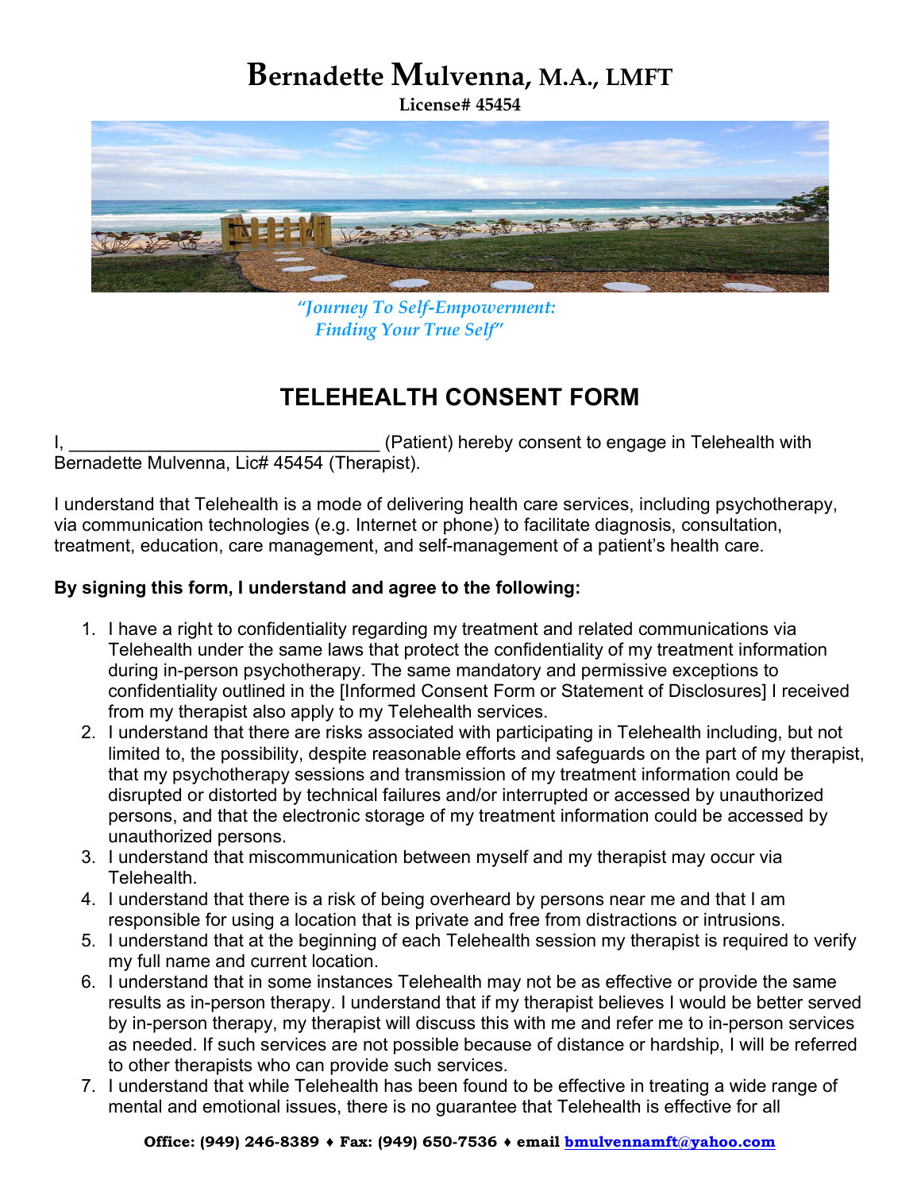# Bernadette Mulvenna, M.A., LMFT

**License# 45454**

*"Journey To Self-Empowerment: Finding Your True Self"*

## TELEHEALTH CONSENT FORM

I, _______________________________ (Patient) hereby consent to engage in Telehealth with Bernadette Mulvenna, Lic# 45454 (Therapist).

I understand that Telehealth is a mode of delivering health care services, including psychotherapy, via communication technologies (e.g. Internet or phone) to facilitate diagnosis, consultation, treatment, education, care management, and self-management of a patient's health care.

**By signing this form, I understand and agree to the following:**

1. I have a right to confidentiality regarding my treatment and related communications via Telehealth under the same laws that protect the confidentiality of my treatment information during in-person psychotherapy. The same mandatory and permissive exceptions to confidentiality outlined in the [Informed Consent Form or Statement of Disclosures] I received from my therapist also apply to my Telehealth services.
2. I understand that there are risks associated with participating in Telehealth including, but not limited to, the possibility, despite reasonable efforts and safeguards on the part of my therapist, that my psychotherapy sessions and transmission of my treatment information could be disrupted or distorted by technical failures and/or interrupted or accessed by unauthorized persons, and that the electronic storage of my treatment information could be accessed by unauthorized persons.
3. I understand that miscommunication between myself and my therapist may occur via Telehealth.
4. I understand that there is a risk of being overheard by persons near me and that I am responsible for using a location that is private and free from distractions or intrusions.
5. I understand that at the beginning of each Telehealth session my therapist is required to verify my full name and current location.
6. I understand that in some instances Telehealth may not be as effective or provide the same results as in-person therapy. I understand that if my therapist believes I would be better served by in-person therapy, my therapist will discuss this with me and refer me to in-person services as needed. If such services are not possible because of distance or hardship, I will be referred to other therapists who can provide such services.
7. I understand that while Telehealth has been found to be effective in treating a wide range of mental and emotional issues, there is no guarantee that Telehealth is effective for all

**Office: (949) 246-8389 ♦ Fax: (949) 650-7536 ♦ email bmulvennamft@yahoo.com**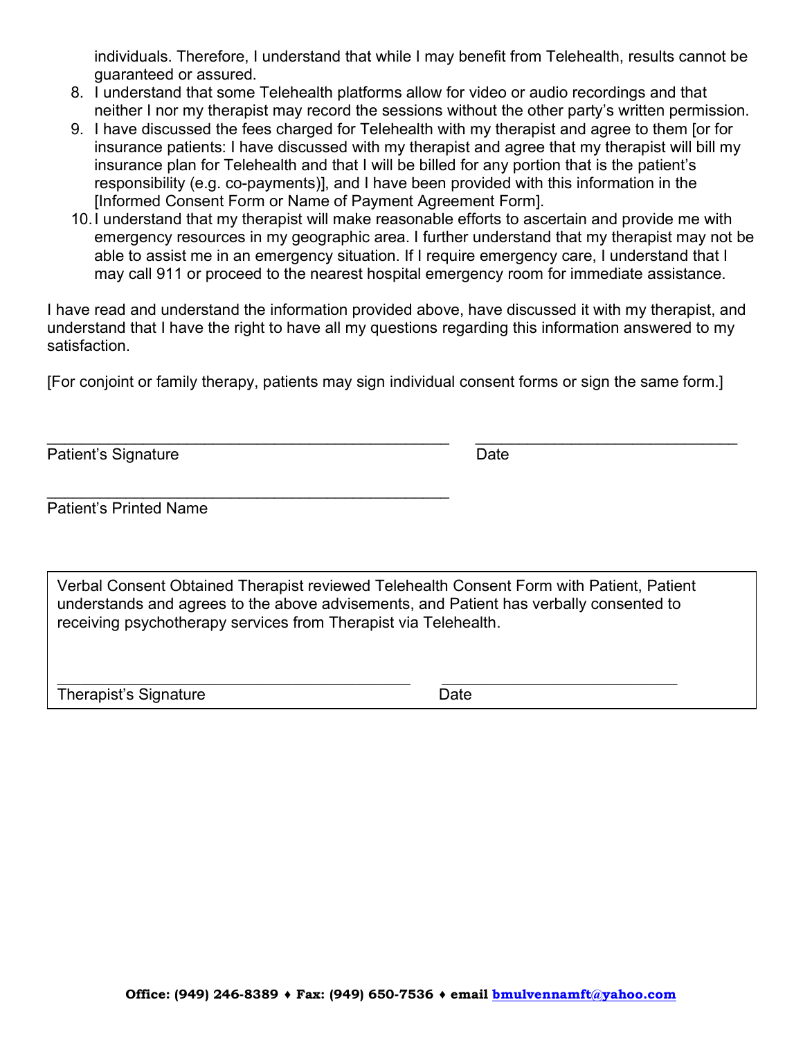individuals. Therefore, I understand that while I may benefit from Telehealth, results cannot be guaranteed or assured.

8. I understand that some Telehealth platforms allow for video or audio recordings and that neither I nor my therapist may record the sessions without the other party's written permission.
9. I have discussed the fees charged for Telehealth with my therapist and agree to them [or for insurance patients: I have discussed with my therapist and agree that my therapist will bill my insurance plan for Telehealth and that I will be billed for any portion that is the patient's responsibility (e.g. co-payments)], and I have been provided with this information in the [Informed Consent Form or Name of Payment Agreement Form].
10. I understand that my therapist will make reasonable efforts to ascertain and provide me with emergency resources in my geographic area. I further understand that my therapist may not be able to assist me in an emergency situation. If I require emergency care, I understand that I may call 911 or proceed to the nearest hospital emergency room for immediate assistance.

I have read and understand the information provided above, have discussed it with my therapist, and understand that I have the right to have all my questions regarding this information answered to my satisfaction.

[For conjoint or family therapy, patients may sign individual consent forms or sign the same form.]

_______________________________________________ ______________________________

Patient's Signature Date

_______________________________________________

Patient's Printed Name

Verbal Consent Obtained Therapist reviewed Telehealth Consent Form with Patient, Patient understands and agrees to the above advisements, and Patient has verbally consented to receiving psychotherapy services from Therapist via Telehealth.

_______________________________________________ ______________________________

Therapist's Signature Date

**Office: (949) 246-8389 ♦ Fax: (949) 650-7536 ♦ email bmulvennamft@yahoo.com**